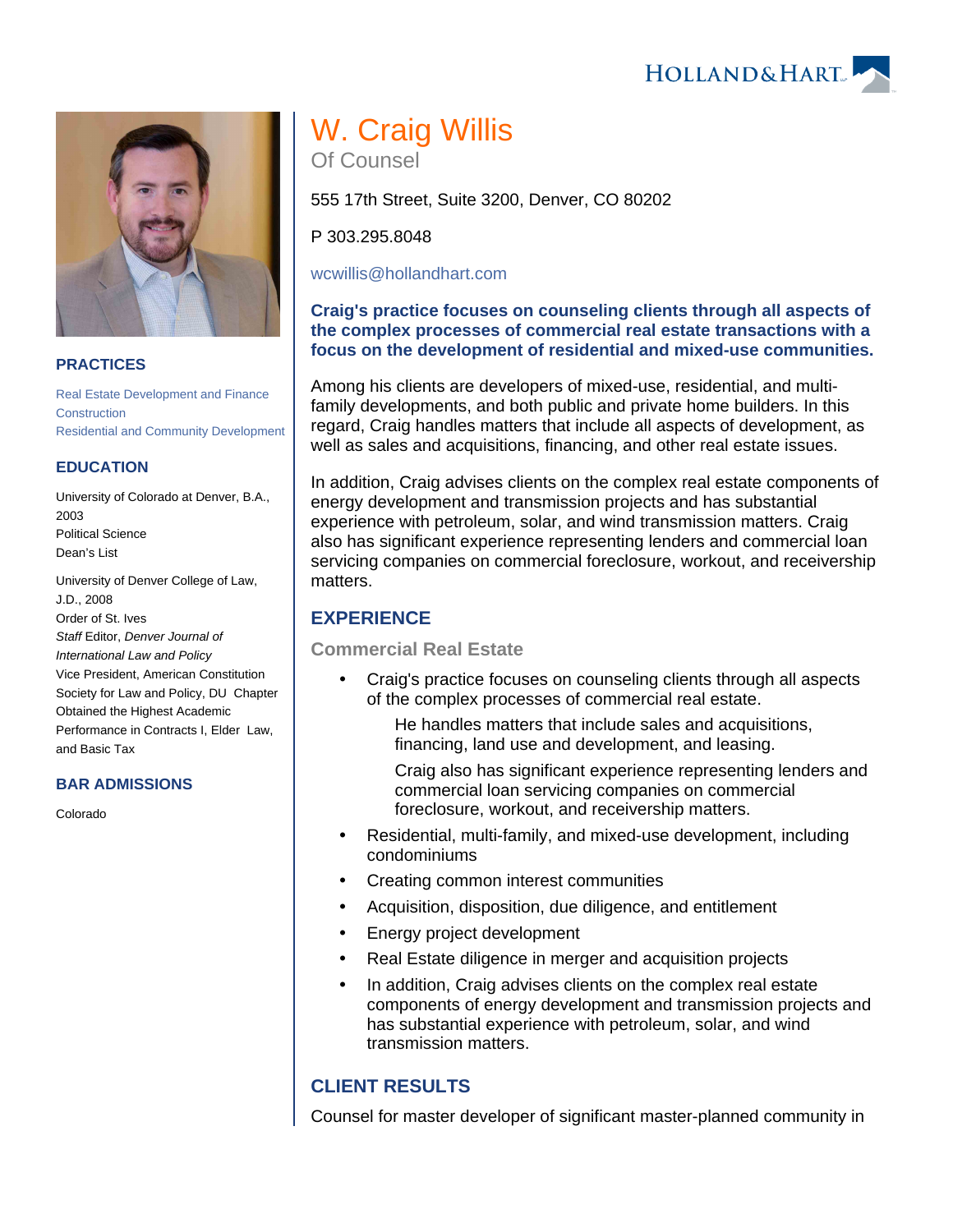# W. Craig Willis

Of Counsel

555 17th Street, Suite 3200, Denver, CO 80202

P 303.295.8048

wcwillis@hollandhart.com

**Craig's practice focuses on counseling clients through all aspects of the complex processes of commercial real estate transactions with a focus on the development of residential and mixed-use communities.**

Among his clients are developers of mixed-use, residential, and multi-family developments, and both public and private home builders. In this regard, Craig handles matters that include all aspects of development, as well as sales and acquisitions, financing, and other real estate issues.

In addition, Craig advises clients on the complex real estate components of energy development and transmission projects and has substantial experience with petroleum, solar, and wind transmission matters. Craig also has significant experience representing lenders and commercial loan servicing companies on commercial foreclosure, workout, and receivership matters.

## PRACTICES

Real Estate Development and Finance
Construction
Residential and Community Development

## EDUCATION

University of Colorado at Denver, B.A., 2003
Political Science
Dean's List

University of Denver College of Law, J.D., 2008
Order of St. Ives
*Staff* Editor, *Denver Journal of International Law and Policy*
Vice President, American Constitution Society for Law and Policy, DU Chapter
Obtained the Highest Academic Performance in Contracts I, Elder Law, and Basic Tax

## BAR ADMISSIONS

Colorado

## EXPERIENCE

### Commercial Real Estate

- Craig's practice focuses on counseling clients through all aspects of the complex processes of commercial real estate.

  He handles matters that include sales and acquisitions, financing, land use and development, and leasing.

  Craig also has significant experience representing lenders and commercial loan servicing companies on commercial foreclosure, workout, and receivership matters.
- Residential, multi-family, and mixed-use development, including condominiums
- Creating common interest communities
- Acquisition, disposition, due diligence, and entitlement
- Energy project development
- Real Estate diligence in merger and acquisition projects
- In addition, Craig advises clients on the complex real estate components of energy development and transmission projects and has substantial experience with petroleum, solar, and wind transmission matters.

## CLIENT RESULTS

Counsel for master developer of significant master-planned community in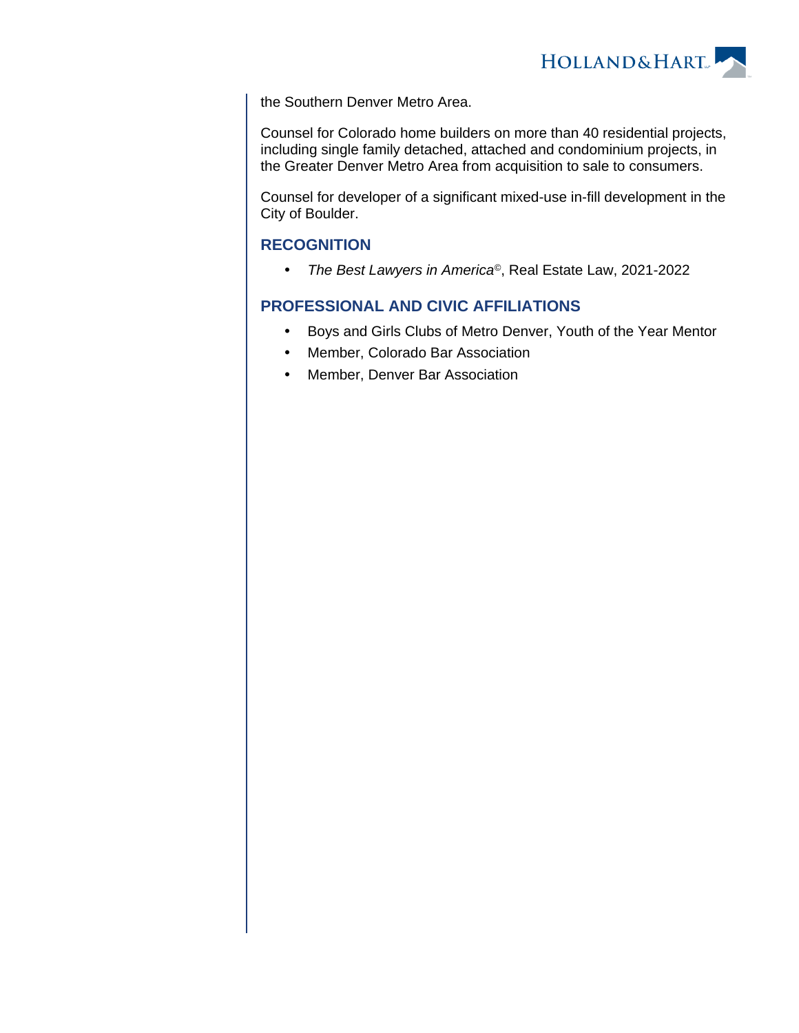the Southern Denver Metro Area.

Counsel for Colorado home builders on more than 40 residential projects, including single family detached, attached and condominium projects, in the Greater Denver Metro Area from acquisition to sale to consumers.

Counsel for developer of a significant mixed-use in-fill development in the City of Boulder.

## RECOGNITION

- *The Best Lawyers in America*©, Real Estate Law, 2021-2022

## PROFESSIONAL AND CIVIC AFFILIATIONS

- Boys and Girls Clubs of Metro Denver, Youth of the Year Mentor
- Member, Colorado Bar Association
- Member, Denver Bar Association